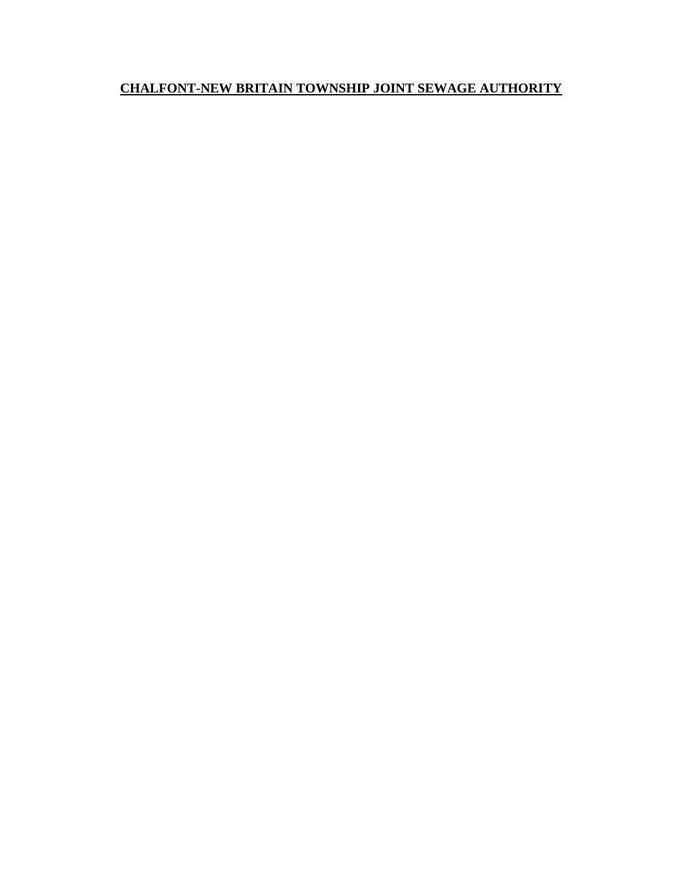# CHALFONT-NEW BRITAIN TOWNSHIP JOINT SEWAGE AUTHORITY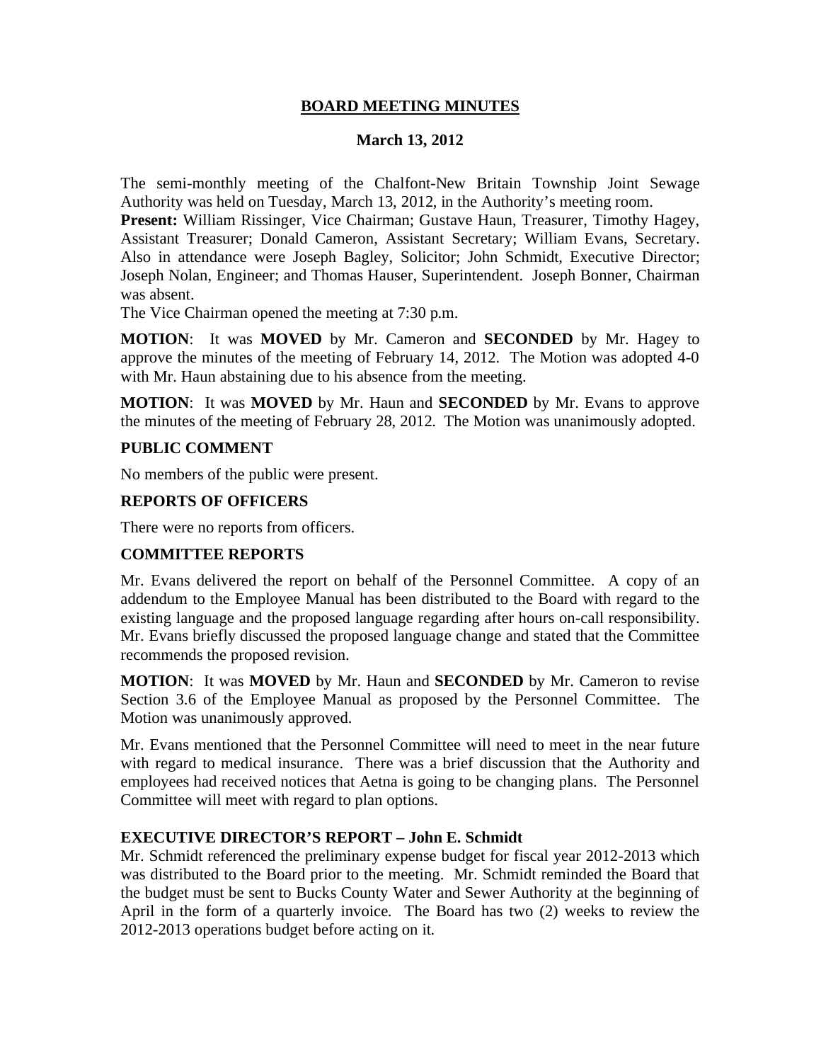# BOARD MEETING MINUTES

## March 13, 2012

The semi-monthly meeting of the Chalfont-New Britain Township Joint Sewage Authority was held on Tuesday, March 13, 2012, in the Authority's meeting room.

**Present:** William Rissinger, Vice Chairman; Gustave Haun, Treasurer, Timothy Hagey, Assistant Treasurer; Donald Cameron, Assistant Secretary; William Evans, Secretary. Also in attendance were Joseph Bagley, Solicitor; John Schmidt, Executive Director; Joseph Nolan, Engineer; and Thomas Hauser, Superintendent. Joseph Bonner, Chairman was absent.

The Vice Chairman opened the meeting at 7:30 p.m.

**MOTION**: It was **MOVED** by Mr. Cameron and **SECONDED** by Mr. Hagey to approve the minutes of the meeting of February 14, 2012. The Motion was adopted 4-0 with Mr. Haun abstaining due to his absence from the meeting.

**MOTION**: It was **MOVED** by Mr. Haun and **SECONDED** by Mr. Evans to approve the minutes of the meeting of February 28, 2012. The Motion was unanimously adopted.

### PUBLIC COMMENT

No members of the public were present.

### REPORTS OF OFFICERS

There were no reports from officers.

### COMMITTEE REPORTS

Mr. Evans delivered the report on behalf of the Personnel Committee. A copy of an addendum to the Employee Manual has been distributed to the Board with regard to the existing language and the proposed language regarding after hours on-call responsibility. Mr. Evans briefly discussed the proposed language change and stated that the Committee recommends the proposed revision.

**MOTION**: It was **MOVED** by Mr. Haun and **SECONDED** by Mr. Cameron to revise Section 3.6 of the Employee Manual as proposed by the Personnel Committee. The Motion was unanimously approved.

Mr. Evans mentioned that the Personnel Committee will need to meet in the near future with regard to medical insurance. There was a brief discussion that the Authority and employees had received notices that Aetna is going to be changing plans. The Personnel Committee will meet with regard to plan options.

### EXECUTIVE DIRECTOR'S REPORT – John E. Schmidt

Mr. Schmidt referenced the preliminary expense budget for fiscal year 2012-2013 which was distributed to the Board prior to the meeting. Mr. Schmidt reminded the Board that the budget must be sent to Bucks County Water and Sewer Authority at the beginning of April in the form of a quarterly invoice. The Board has two (2) weeks to review the 2012-2013 operations budget before acting on it.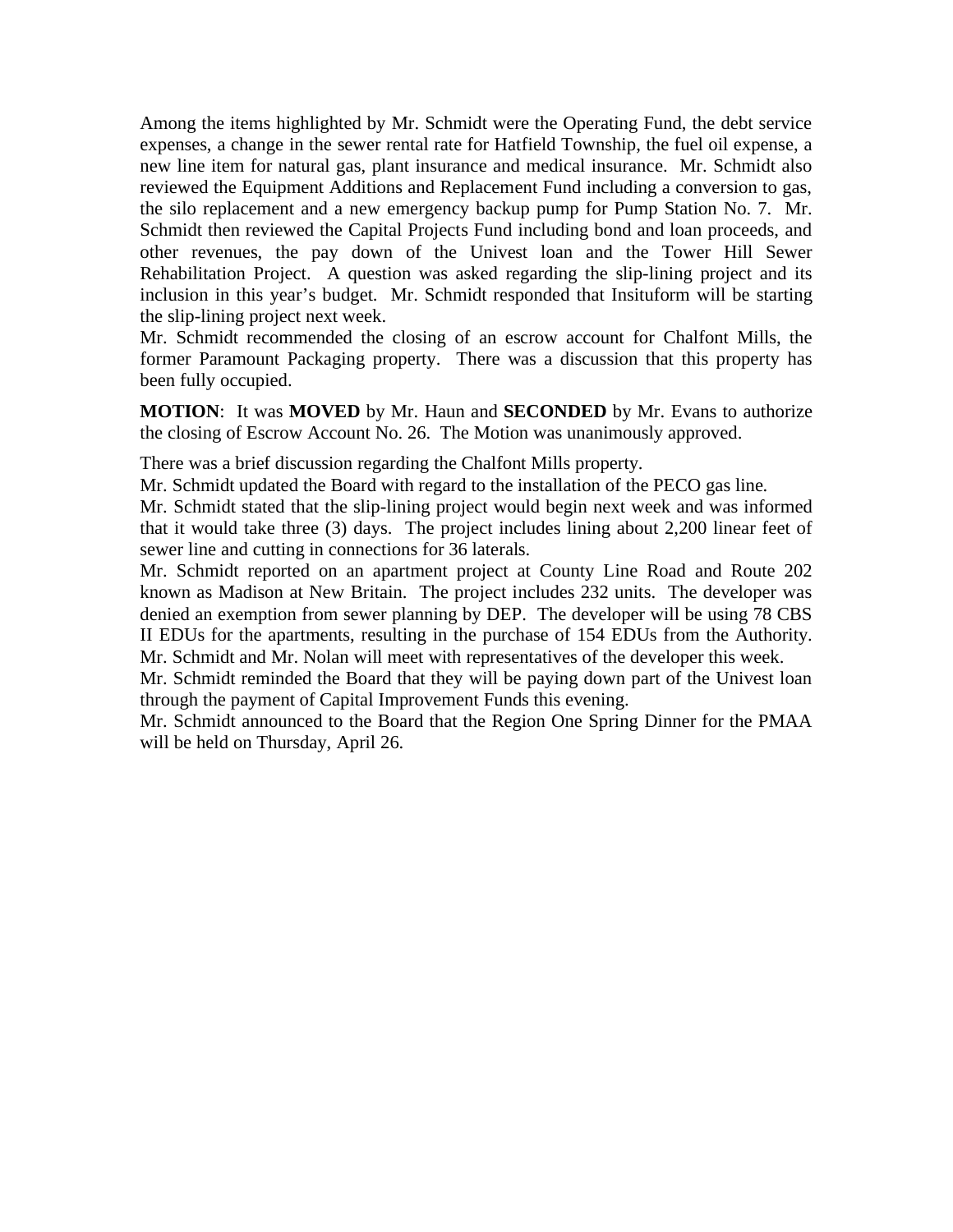Among the items highlighted by Mr. Schmidt were the Operating Fund, the debt service expenses, a change in the sewer rental rate for Hatfield Township, the fuel oil expense, a new line item for natural gas, plant insurance and medical insurance. Mr. Schmidt also reviewed the Equipment Additions and Replacement Fund including a conversion to gas, the silo replacement and a new emergency backup pump for Pump Station No. 7. Mr. Schmidt then reviewed the Capital Projects Fund including bond and loan proceeds, and other revenues, the pay down of the Univest loan and the Tower Hill Sewer Rehabilitation Project. A question was asked regarding the slip-lining project and its inclusion in this year's budget. Mr. Schmidt responded that Insituform will be starting the slip-lining project next week.

Mr. Schmidt recommended the closing of an escrow account for Chalfont Mills, the former Paramount Packaging property. There was a discussion that this property has been fully occupied.

**MOTION**: It was **MOVED** by Mr. Haun and **SECONDED** by Mr. Evans to authorize the closing of Escrow Account No. 26. The Motion was unanimously approved.

There was a brief discussion regarding the Chalfont Mills property.

Mr. Schmidt updated the Board with regard to the installation of the PECO gas line.

Mr. Schmidt stated that the slip-lining project would begin next week and was informed that it would take three (3) days. The project includes lining about 2,200 linear feet of sewer line and cutting in connections for 36 laterals.

Mr. Schmidt reported on an apartment project at County Line Road and Route 202 known as Madison at New Britain. The project includes 232 units. The developer was denied an exemption from sewer planning by DEP. The developer will be using 78 CBS II EDUs for the apartments, resulting in the purchase of 154 EDUs from the Authority. Mr. Schmidt and Mr. Nolan will meet with representatives of the developer this week.

Mr. Schmidt reminded the Board that they will be paying down part of the Univest loan through the payment of Capital Improvement Funds this evening.

Mr. Schmidt announced to the Board that the Region One Spring Dinner for the PMAA will be held on Thursday, April 26.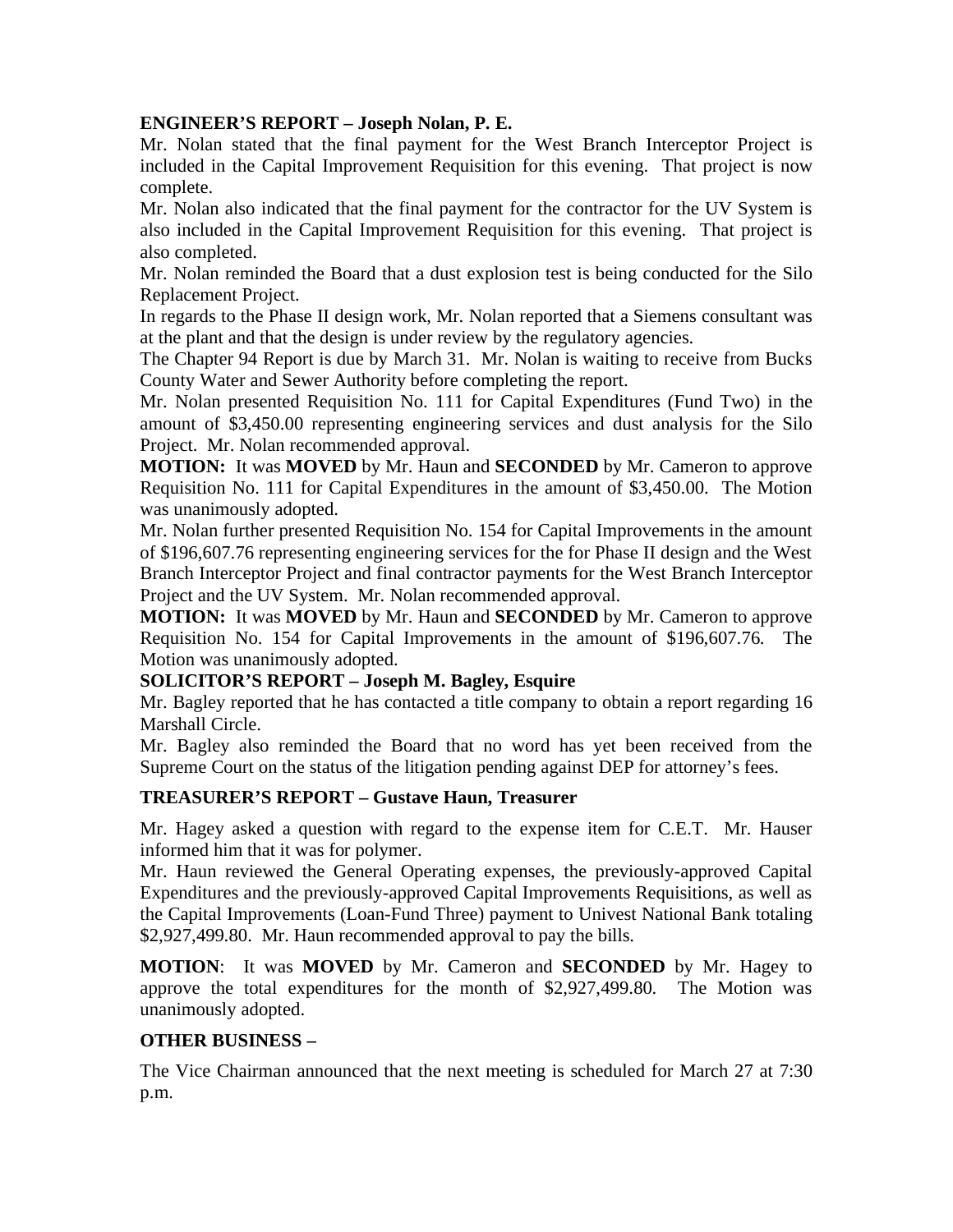**ENGINEER'S REPORT – Joseph Nolan, P. E.**

Mr. Nolan stated that the final payment for the West Branch Interceptor Project is included in the Capital Improvement Requisition for this evening. That project is now complete.

Mr. Nolan also indicated that the final payment for the contractor for the UV System is also included in the Capital Improvement Requisition for this evening. That project is also completed.

Mr. Nolan reminded the Board that a dust explosion test is being conducted for the Silo Replacement Project.

In regards to the Phase II design work, Mr. Nolan reported that a Siemens consultant was at the plant and that the design is under review by the regulatory agencies.

The Chapter 94 Report is due by March 31. Mr. Nolan is waiting to receive from Bucks County Water and Sewer Authority before completing the report.

Mr. Nolan presented Requisition No. 111 for Capital Expenditures (Fund Two) in the amount of $3,450.00 representing engineering services and dust analysis for the Silo Project. Mr. Nolan recommended approval.

**MOTION:** It was **MOVED** by Mr. Haun and **SECONDED** by Mr. Cameron to approve Requisition No. 111 for Capital Expenditures in the amount of $3,450.00. The Motion was unanimously adopted.

Mr. Nolan further presented Requisition No. 154 for Capital Improvements in the amount of $196,607.76 representing engineering services for the for Phase II design and the West Branch Interceptor Project and final contractor payments for the West Branch Interceptor Project and the UV System. Mr. Nolan recommended approval.

**MOTION:** It was **MOVED** by Mr. Haun and **SECONDED** by Mr. Cameron to approve Requisition No. 154 for Capital Improvements in the amount of $196,607.76. The Motion was unanimously adopted.

**SOLICITOR'S REPORT – Joseph M. Bagley, Esquire**

Mr. Bagley reported that he has contacted a title company to obtain a report regarding 16 Marshall Circle.

Mr. Bagley also reminded the Board that no word has yet been received from the Supreme Court on the status of the litigation pending against DEP for attorney's fees.

**TREASURER'S REPORT – Gustave Haun, Treasurer**

Mr. Hagey asked a question with regard to the expense item for C.E.T. Mr. Hauser informed him that it was for polymer.

Mr. Haun reviewed the General Operating expenses, the previously-approved Capital Expenditures and the previously-approved Capital Improvements Requisitions, as well as the Capital Improvements (Loan-Fund Three) payment to Univest National Bank totaling $2,927,499.80. Mr. Haun recommended approval to pay the bills.

**MOTION**: It was **MOVED** by Mr. Cameron and **SECONDED** by Mr. Hagey to approve the total expenditures for the month of $2,927,499.80. The Motion was unanimously adopted.

**OTHER BUSINESS –**

The Vice Chairman announced that the next meeting is scheduled for March 27 at 7:30 p.m.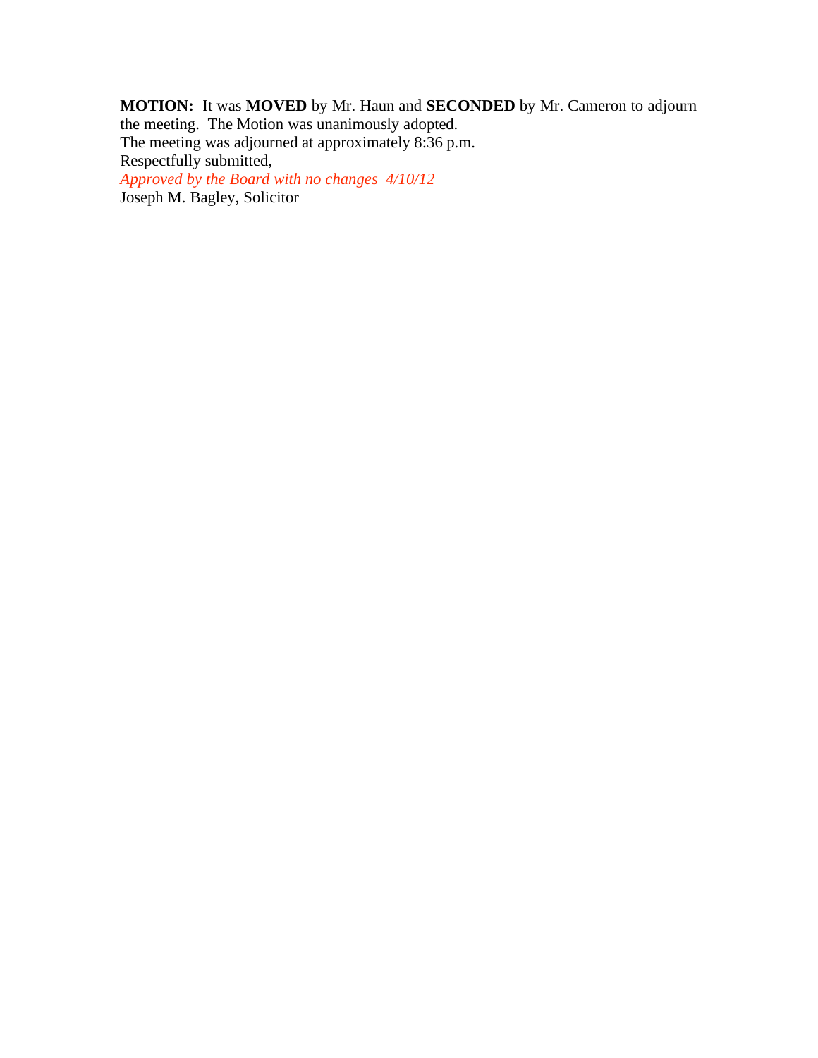**MOTION:** It was **MOVED** by Mr. Haun and **SECONDED** by Mr. Cameron to adjourn the meeting. The Motion was unanimously adopted.

The meeting was adjourned at approximately 8:36 p.m.

Respectfully submitted,

*Approved by the Board with no changes 4/10/12*

Joseph M. Bagley, Solicitor